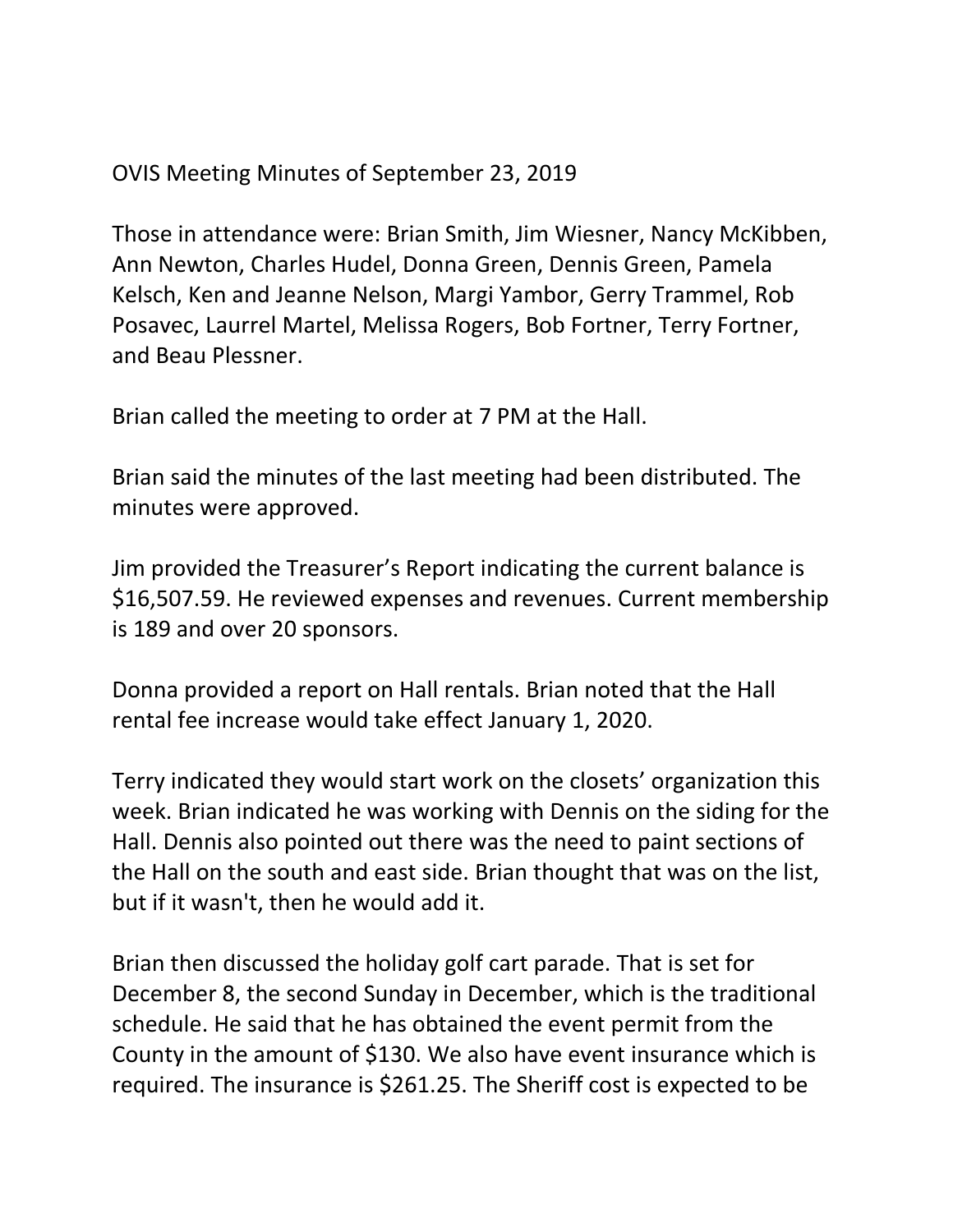OVIS Meeting Minutes of September 23, 2019

Those in attendance were: Brian Smith, Jim Wiesner, Nancy McKibben, Ann Newton, Charles Hudel, Donna Green, Dennis Green, Pamela Kelsch, Ken and Jeanne Nelson, Margi Yambor, Gerry Trammel, Rob Posavec, Laurrel Martel, Melissa Rogers, Bob Fortner, Terry Fortner, and Beau Plessner.

Brian called the meeting to order at 7 PM at the Hall.

Brian said the minutes of the last meeting had been distributed. The minutes were approved.

Jim provided the Treasurer's Report indicating the current balance is $16,507.59. He reviewed expenses and revenues. Current membership is 189 and over 20 sponsors.

Donna provided a report on Hall rentals. Brian noted that the Hall rental fee increase would take effect January 1, 2020.

Terry indicated they would start work on the closets' organization this week. Brian indicated he was working with Dennis on the siding for the Hall. Dennis also pointed out there was the need to paint sections of the Hall on the south and east side. Brian thought that was on the list, but if it wasn't, then he would add it.

Brian then discussed the holiday golf cart parade. That is set for December 8, the second Sunday in December, which is the traditional schedule. He said that he has obtained the event permit from the County in the amount of $130. We also have event insurance which is required. The insurance is $261.25. The Sheriff cost is expected to be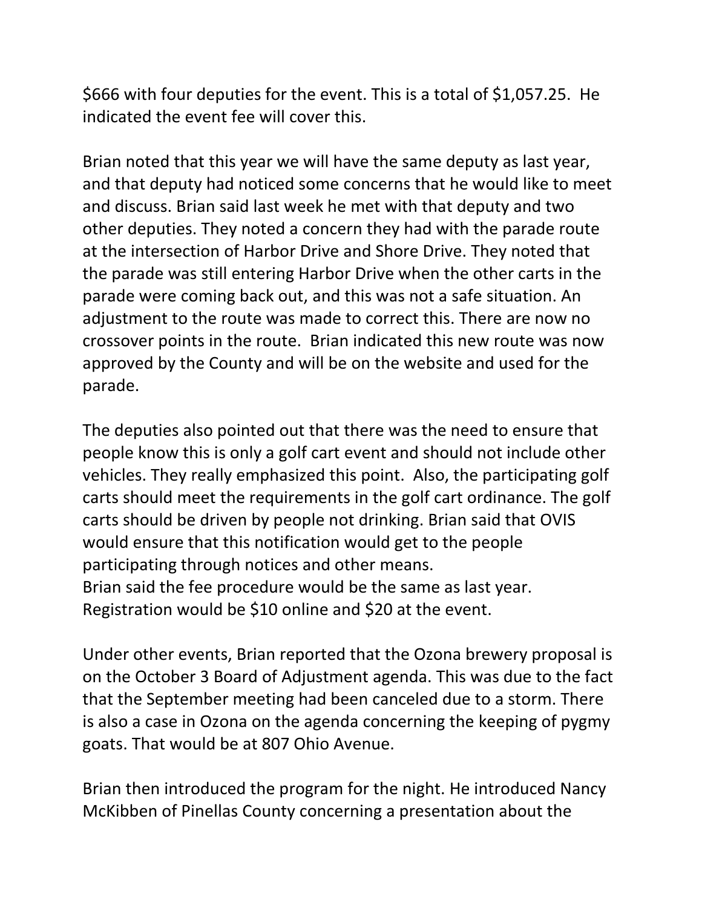$666 with four deputies for the event. This is a total of $1,057.25. He indicated the event fee will cover this.

Brian noted that this year we will have the same deputy as last year, and that deputy had noticed some concerns that he would like to meet and discuss. Brian said last week he met with that deputy and two other deputies. They noted a concern they had with the parade route at the intersection of Harbor Drive and Shore Drive. They noted that the parade was still entering Harbor Drive when the other carts in the parade were coming back out, and this was not a safe situation. An adjustment to the route was made to correct this. There are now no crossover points in the route. Brian indicated this new route was now approved by the County and will be on the website and used for the parade.

The deputies also pointed out that there was the need to ensure that people know this is only a golf cart event and should not include other vehicles. They really emphasized this point. Also, the participating golf carts should meet the requirements in the golf cart ordinance. The golf carts should be driven by people not drinking. Brian said that OVIS would ensure that this notification would get to the people participating through notices and other means.
Brian said the fee procedure would be the same as last year. Registration would be $10 online and $20 at the event.

Under other events, Brian reported that the Ozona brewery proposal is on the October 3 Board of Adjustment agenda. This was due to the fact that the September meeting had been canceled due to a storm. There is also a case in Ozona on the agenda concerning the keeping of pygmy goats. That would be at 807 Ohio Avenue.

Brian then introduced the program for the night. He introduced Nancy McKibben of Pinellas County concerning a presentation about the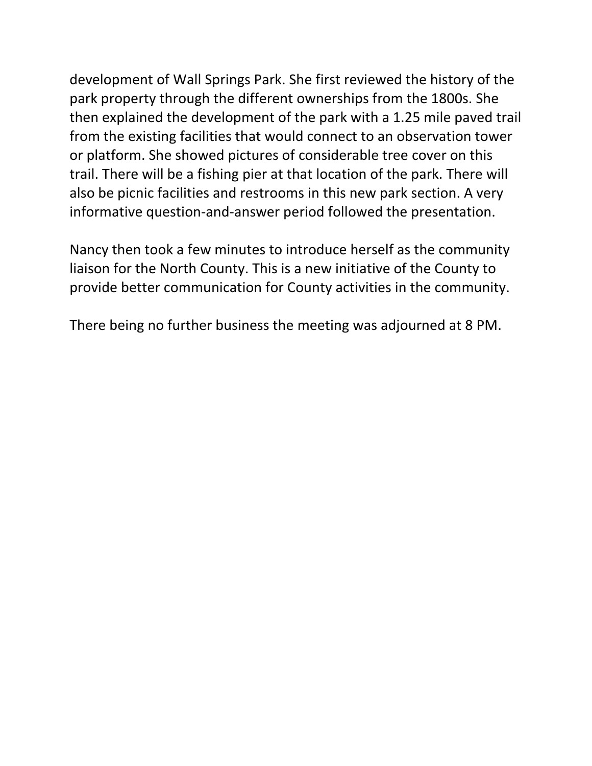development of Wall Springs Park. She first reviewed the history of the park property through the different ownerships from the 1800s. She then explained the development of the park with a 1.25 mile paved trail from the existing facilities that would connect to an observation tower or platform. She showed pictures of considerable tree cover on this trail. There will be a fishing pier at that location of the park. There will also be picnic facilities and restrooms in this new park section. A very informative question-and-answer period followed the presentation.

Nancy then took a few minutes to introduce herself as the community liaison for the North County. This is a new initiative of the County to provide better communication for County activities in the community.

There being no further business the meeting was adjourned at 8 PM.